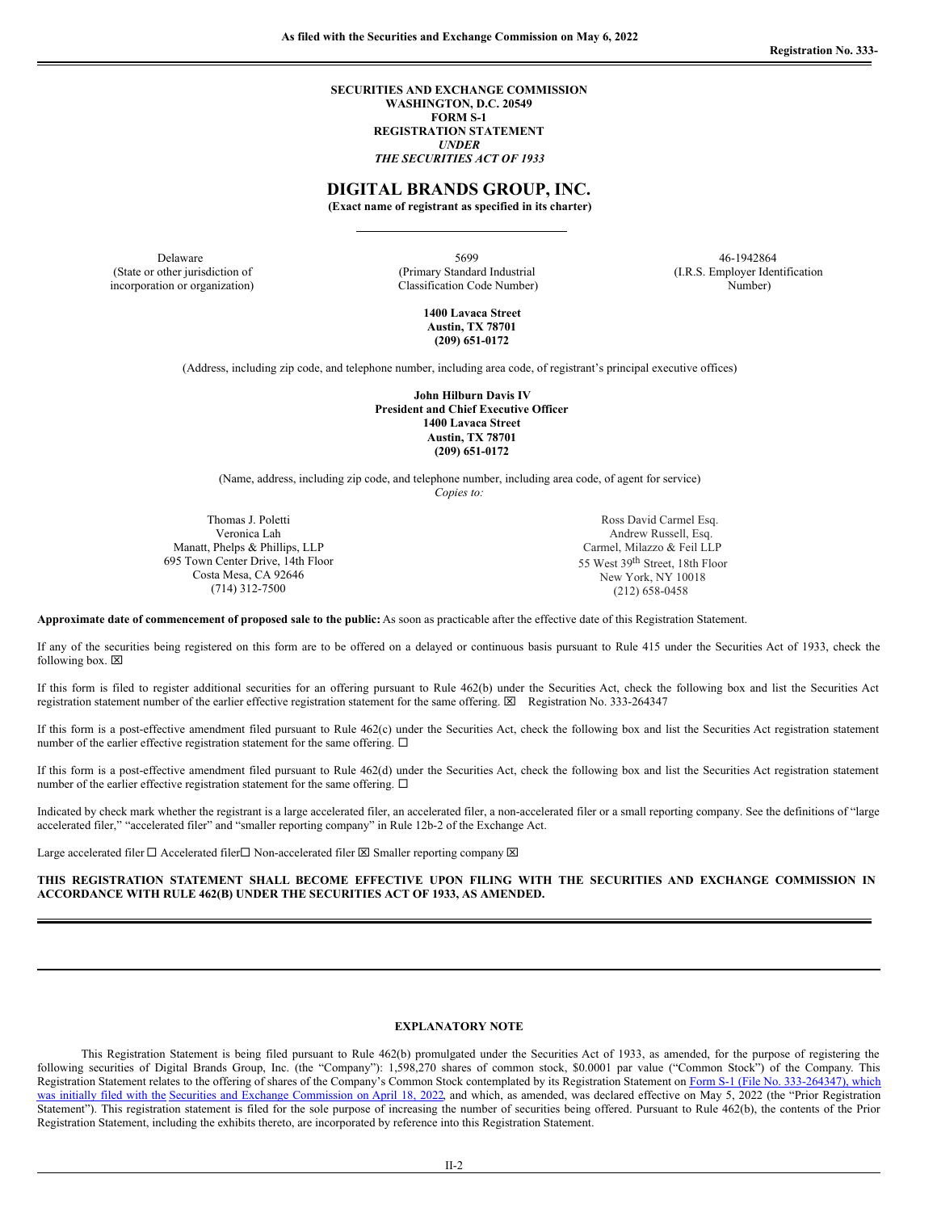**As filed with the Securities and Exchange Commission on May 6, 2022**

**Registration No. 333-**

**SECURITIES AND EXCHANGE COMMISSION**
**WASHINGTON, D.C. 20549**
**FORM S-1**
**REGISTRATION STATEMENT**
***UNDER***
***THE SECURITIES ACT OF 1933***

# DIGITAL BRANDS GROUP, INC.

**(Exact name of registrant as specified in its charter)**

| Delaware | 5699 | 46-1942864 |
|---|---|---|
| (State or other jurisdiction of incorporation or organization) | (Primary Standard Industrial Classification Code Number) | (I.R.S. Employer Identification Number) |

**1400 Lavaca Street**
**Austin, TX 78701**
**(209) 651-0172**

(Address, including zip code, and telephone number, including area code, of registrant's principal executive offices)

**John Hilburn Davis IV**
**President and Chief Executive Officer**
**1400 Lavaca Street**
**Austin, TX 78701**
**(209) 651-0172**

(Name, address, including zip code, and telephone number, including area code, of agent for service)

*Copies to:*

| | |
|---|---|
| Thomas J. Poletti | Ross David Carmel Esq. |
| Veronica Lah | Andrew Russell, Esq. |
| Manatt, Phelps & Phillips, LLP | Carmel, Milazzo & Feil LLP |
| 695 Town Center Drive, 14th Floor | 55 West 39th Street, 18th Floor |
| Costa Mesa, CA 92646 | New York, NY 10018 |
| (714) 312-7500 | (212) 658-0458 |

**Approximate date of commencement of proposed sale to the public:** As soon as practicable after the effective date of this Registration Statement.

If any of the securities being registered on this form are to be offered on a delayed or continuous basis pursuant to Rule 415 under the Securities Act of 1933, check the following box. ☒

If this form is filed to register additional securities for an offering pursuant to Rule 462(b) under the Securities Act, check the following box and list the Securities Act registration statement number of the earlier effective registration statement for the same offering. ☒ Registration No. 333-264347

If this form is a post-effective amendment filed pursuant to Rule 462(c) under the Securities Act, check the following box and list the Securities Act registration statement number of the earlier effective registration statement for the same offering. ☐

If this form is a post-effective amendment filed pursuant to Rule 462(d) under the Securities Act, check the following box and list the Securities Act registration statement number of the earlier effective registration statement for the same offering. ☐

Indicated by check mark whether the registrant is a large accelerated filer, an accelerated filer, a non-accelerated filer or a small reporting company. See the definitions of "large accelerated filer," "accelerated filer" and "smaller reporting company" in Rule 12b-2 of the Exchange Act.

Large accelerated filer ☐ Accelerated filer☐ Non-accelerated filer ☒ Smaller reporting company ☒

**THIS REGISTRATION STATEMENT SHALL BECOME EFFECTIVE UPON FILING WITH THE SECURITIES AND EXCHANGE COMMISSION IN ACCORDANCE WITH RULE 462(B) UNDER THE SECURITIES ACT OF 1933, AS AMENDED.**

## EXPLANATORY NOTE

This Registration Statement is being filed pursuant to Rule 462(b) promulgated under the Securities Act of 1933, as amended, for the purpose of registering the following securities of Digital Brands Group, Inc. (the "Company"): 1,598,270 shares of common stock, $0.0001 par value ("Common Stock") of the Company. This Registration Statement relates to the offering of shares of the Company's Common Stock contemplated by its Registration Statement on Form S-1 (File No. 333-264347), which was initially filed with the Securities and Exchange Commission on April 18, 2022, and which, as amended, was declared effective on May 5, 2022 (the "Prior Registration Statement"). This registration statement is filed for the sole purpose of increasing the number of securities being offered. Pursuant to Rule 462(b), the contents of the Prior Registration Statement, including the exhibits thereto, are incorporated by reference into this Registration Statement.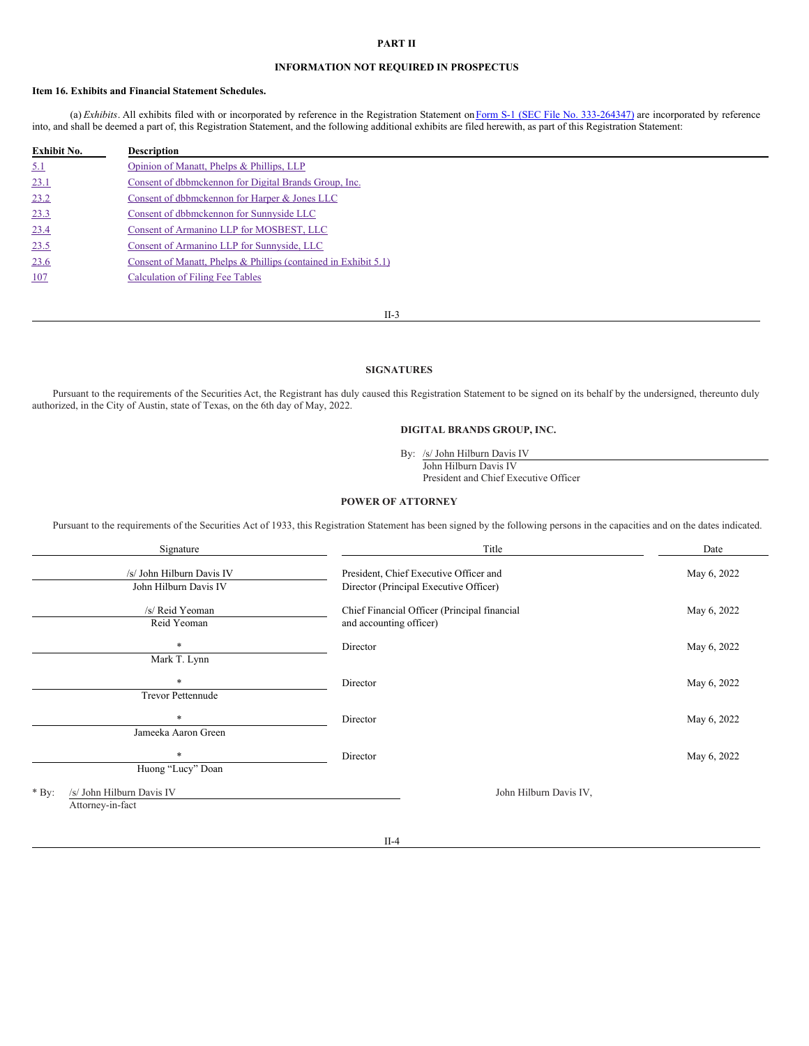**PART II**

**INFORMATION NOT REQUIRED IN PROSPECTUS**

**Item 16. Exhibits and Financial Statement Schedules.**

(a) *Exhibits*. All exhibits filed with or incorporated by reference in the Registration Statement on Form S-1 (SEC File No. 333-264347) are incorporated by reference into, and shall be deemed a part of, this Registration Statement, and the following additional exhibits are filed herewith, as part of this Registration Statement:

| Exhibit No. | Description |
|---|---|
| 5.1 | Opinion of Manatt, Phelps & Phillips, LLP |
| 23.1 | Consent of dbbmckennon for Digital Brands Group, Inc. |
| 23.2 | Consent of dbbmckennon for Harper & Jones LLC |
| 23.3 | Consent of dbbmckennon for Sunnyside LLC |
| 23.4 | Consent of Armanino LLP for MOSBEST, LLC |
| 23.5 | Consent of Armanino LLP for Sunnyside, LLC |
| 23.6 | Consent of Manatt, Phelps & Phillips (contained in Exhibit 5.1) |
| 107 | Calculation of Filing Fee Tables |

**SIGNATURES**

Pursuant to the requirements of the Securities Act, the Registrant has duly caused this Registration Statement to be signed on its behalf by the undersigned, thereunto duly authorized, in the City of Austin, state of Texas, on the 6th day of May, 2022.

**DIGITAL BRANDS GROUP, INC.**

By: /s/ John Hilburn Davis IV
John Hilburn Davis IV
President and Chief Executive Officer

**POWER OF ATTORNEY**

Pursuant to the requirements of the Securities Act of 1933, this Registration Statement has been signed by the following persons in the capacities and on the dates indicated.

| Signature | Title | Date |
|---|---|---|
| /s/ John Hilburn Davis IV<br>John Hilburn Davis IV | President, Chief Executive Officer and Director (Principal Executive Officer) | May 6, 2022 |
| /s/ Reid Yeoman<br>Reid Yeoman | Chief Financial Officer (Principal financial and accounting officer) | May 6, 2022 |
| *<br>Mark T. Lynn | Director | May 6, 2022 |
| *<br>Trevor Pettennude | Director | May 6, 2022 |
| *<br>Jameeka Aaron Green | Director | May 6, 2022 |
| *<br>Huong "Lucy" Doan | Director | May 6, 2022 |

\* By: /s/ John Hilburn Davis IV — John Hilburn Davis IV,
Attorney-in-fact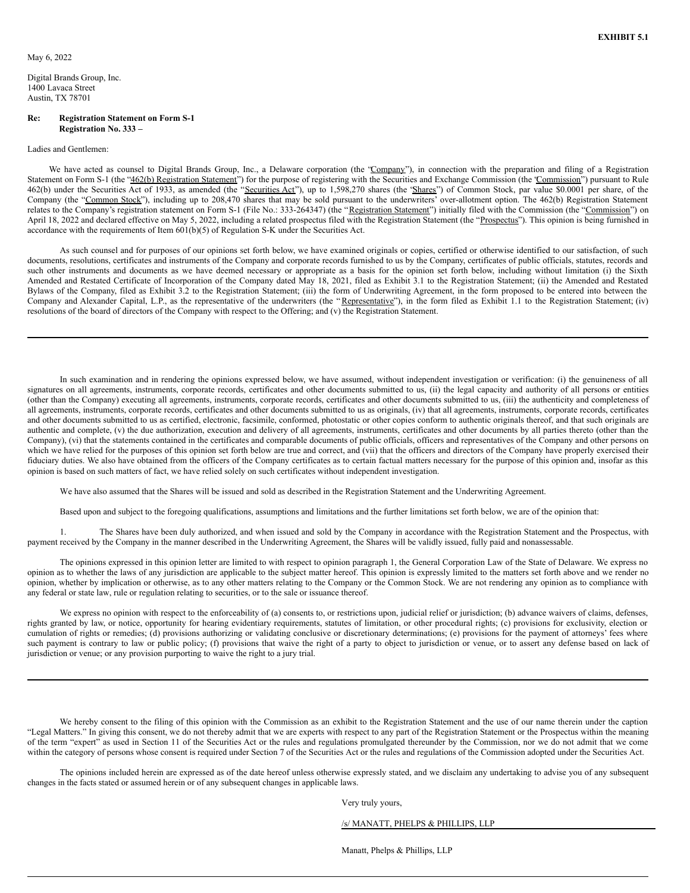**EXHIBIT 5.1**

May 6, 2022

Digital Brands Group, Inc.
1400 Lavaca Street
Austin, TX 78701

**Re: Registration Statement on Form S-1**
**Registration No. 333 –**

Ladies and Gentlemen:

We have acted as counsel to Digital Brands Group, Inc., a Delaware corporation (the "Company"), in connection with the preparation and filing of a Registration Statement on Form S-1 (the "462(b) Registration Statement") for the purpose of registering with the Securities and Exchange Commission (the "Commission") pursuant to Rule 462(b) under the Securities Act of 1933, as amended (the "Securities Act"), up to 1,598,270 shares (the "Shares") of Common Stock, par value $0.0001 per share, of the Company (the "Common Stock"), including up to 208,470 shares that may be sold pursuant to the underwriters' over-allotment option. The 462(b) Registration Statement relates to the Company's registration statement on Form S-1 (File No.: 333-264347) (the "Registration Statement") initially filed with the Commission (the "Commission") on April 18, 2022 and declared effective on May 5, 2022, including a related prospectus filed with the Registration Statement (the "Prospectus"). This opinion is being furnished in accordance with the requirements of Item 601(b)(5) of Regulation S-K under the Securities Act.

As such counsel and for purposes of our opinions set forth below, we have examined originals or copies, certified or otherwise identified to our satisfaction, of such documents, resolutions, certificates and instruments of the Company and corporate records furnished to us by the Company, certificates of public officials, statutes, records and such other instruments and documents as we have deemed necessary or appropriate as a basis for the opinion set forth below, including without limitation (i) the Sixth Amended and Restated Certificate of Incorporation of the Company dated May 18, 2021, filed as Exhibit 3.1 to the Registration Statement; (ii) the Amended and Restated Bylaws of the Company, filed as Exhibit 3.2 to the Registration Statement; (iii) the form of Underwriting Agreement, in the form proposed to be entered into between the Company and Alexander Capital, L.P., as the representative of the underwriters (the "Representative"), in the form filed as Exhibit 1.1 to the Registration Statement; (iv) resolutions of the board of directors of the Company with respect to the Offering; and (v) the Registration Statement.

---

In such examination and in rendering the opinions expressed below, we have assumed, without independent investigation or verification: (i) the genuineness of all signatures on all agreements, instruments, corporate records, certificates and other documents submitted to us, (ii) the legal capacity and authority of all persons or entities (other than the Company) executing all agreements, instruments, corporate records, certificates and other documents submitted to us, (iii) the authenticity and completeness of all agreements, instruments, corporate records, certificates and other documents submitted to us as originals, (iv) that all agreements, instruments, corporate records, certificates and other documents submitted to us as certified, electronic, facsimile, conformed, photostatic or other copies conform to authentic originals thereof, and that such originals are authentic and complete, (v) the due authorization, execution and delivery of all agreements, instruments, certificates and other documents by all parties thereto (other than the Company), (vi) that the statements contained in the certificates and comparable documents of public officials, officers and representatives of the Company and other persons on which we have relied for the purposes of this opinion set forth below are true and correct, and (vii) that the officers and directors of the Company have properly exercised their fiduciary duties. We also have obtained from the officers of the Company certificates as to certain factual matters necessary for the purpose of this opinion and, insofar as this opinion is based on such matters of fact, we have relied solely on such certificates without independent investigation.

We have also assumed that the Shares will be issued and sold as described in the Registration Statement and the Underwriting Agreement.

Based upon and subject to the foregoing qualifications, assumptions and limitations and the further limitations set forth below, we are of the opinion that:

1. The Shares have been duly authorized, and when issued and sold by the Company in accordance with the Registration Statement and the Prospectus, with payment received by the Company in the manner described in the Underwriting Agreement, the Shares will be validly issued, fully paid and nonassessable.

The opinions expressed in this opinion letter are limited to with respect to opinion paragraph 1, the General Corporation Law of the State of Delaware. We express no opinion as to whether the laws of any jurisdiction are applicable to the subject matter hereof. This opinion is expressly limited to the matters set forth above and we render no opinion, whether by implication or otherwise, as to any other matters relating to the Company or the Common Stock. We are not rendering any opinion as to compliance with any federal or state law, rule or regulation relating to securities, or to the sale or issuance thereof.

We express no opinion with respect to the enforceability of (a) consents to, or restrictions upon, judicial relief or jurisdiction; (b) advance waivers of claims, defenses, rights granted by law, or notice, opportunity for hearing evidentiary requirements, statutes of limitation, or other procedural rights; (c) provisions for exclusivity, election or cumulation of rights or remedies; (d) provisions authorizing or validating conclusive or discretionary determinations; (e) provisions for the payment of attorneys' fees where such payment is contrary to law or public policy; (f) provisions that waive the right of a party to object to jurisdiction or venue, or to assert any defense based on lack of jurisdiction or venue; or any provision purporting to waive the right to a jury trial.

---

We hereby consent to the filing of this opinion with the Commission as an exhibit to the Registration Statement and the use of our name therein under the caption "Legal Matters." In giving this consent, we do not thereby admit that we are experts with respect to any part of the Registration Statement or the Prospectus within the meaning of the term "expert" as used in Section 11 of the Securities Act or the rules and regulations promulgated thereunder by the Commission, nor we do not admit that we come within the category of persons whose consent is required under Section 7 of the Securities Act or the rules and regulations of the Commission adopted under the Securities Act.

The opinions included herein are expressed as of the date hereof unless otherwise expressly stated, and we disclaim any undertaking to advise you of any subsequent changes in the facts stated or assumed herein or of any subsequent changes in applicable laws.

Very truly yours,

/s/ MANATT, PHELPS & PHILLIPS, LLP

Manatt, Phelps & Phillips, LLP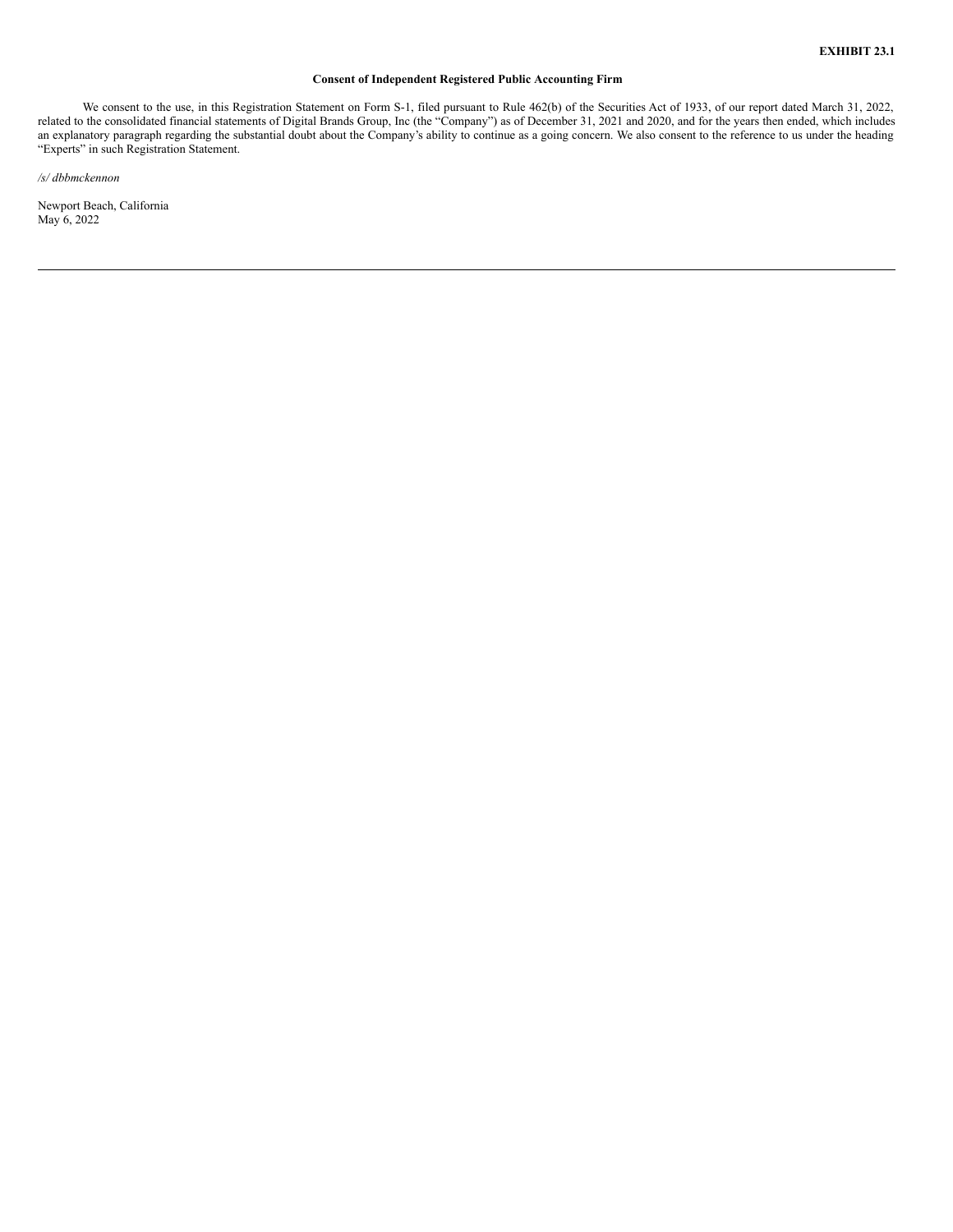**EXHIBIT 23.1**

**Consent of Independent Registered Public Accounting Firm**

We consent to the use, in this Registration Statement on Form S-1, filed pursuant to Rule 462(b) of the Securities Act of 1933, of our report dated March 31, 2022, related to the consolidated financial statements of Digital Brands Group, Inc (the "Company") as of December 31, 2021 and 2020, and for the years then ended, which includes an explanatory paragraph regarding the substantial doubt about the Company's ability to continue as a going concern. We also consent to the reference to us under the heading "Experts" in such Registration Statement.

*/s/ dbbmckennon*

Newport Beach, California
May 6, 2022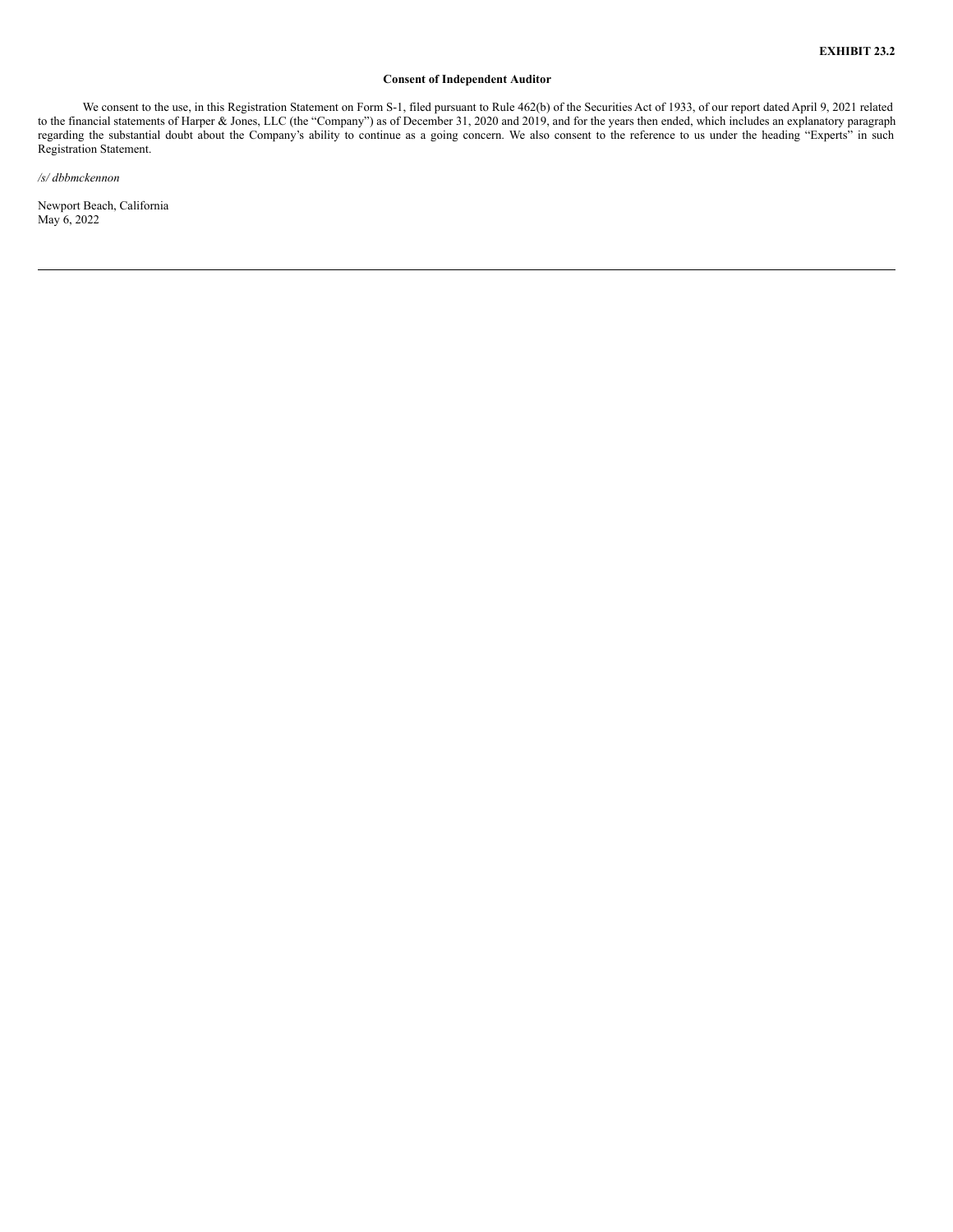**EXHIBIT 23.2**

**Consent of Independent Auditor**

We consent to the use, in this Registration Statement on Form S-1, filed pursuant to Rule 462(b) of the Securities Act of 1933, of our report dated April 9, 2021 related to the financial statements of Harper & Jones, LLC (the "Company") as of December 31, 2020 and 2019, and for the years then ended, which includes an explanatory paragraph regarding the substantial doubt about the Company's ability to continue as a going concern. We also consent to the reference to us under the heading "Experts" in such Registration Statement.

*/s/ dbbmckennon*

Newport Beach, California
May 6, 2022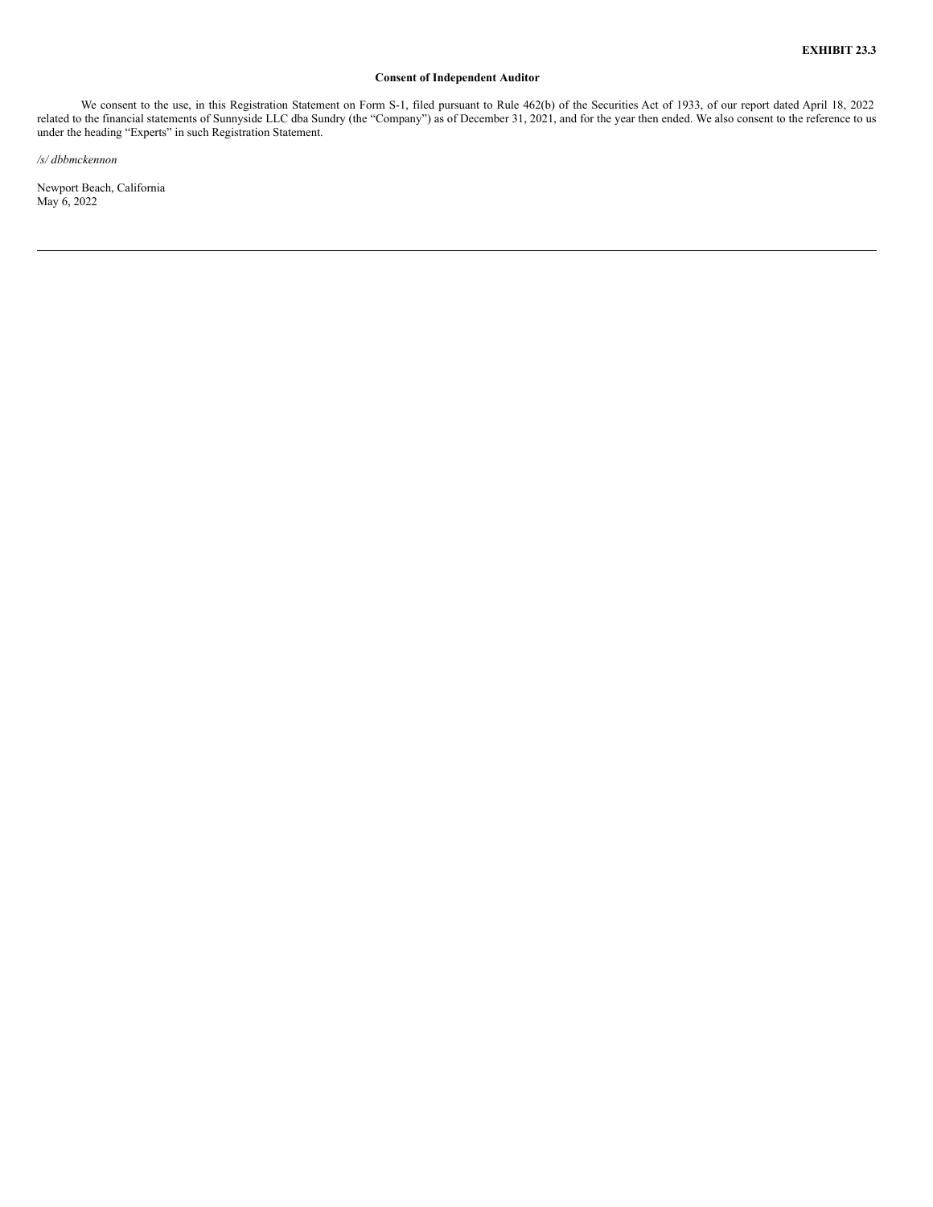**EXHIBIT 23.3**

**Consent of Independent Auditor**

We consent to the use, in this Registration Statement on Form S-1, filed pursuant to Rule 462(b) of the Securities Act of 1933, of our report dated April 18, 2022 related to the financial statements of Sunnyside LLC dba Sundry (the "Company") as of December 31, 2021, and for the year then ended. We also consent to the reference to us under the heading "Experts" in such Registration Statement.

*/s/ dbbmckennon*

Newport Beach, California
May 6, 2022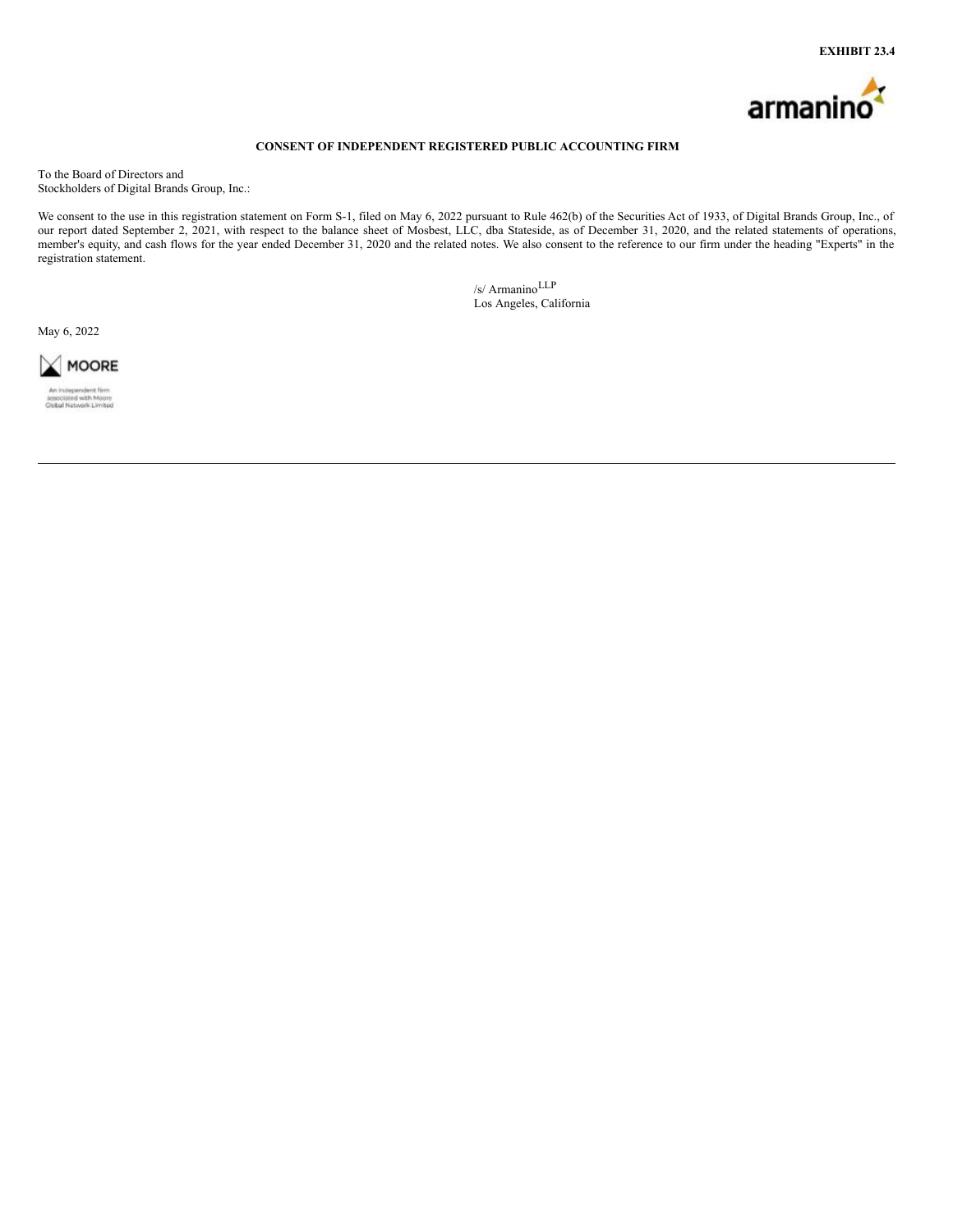**EXHIBIT 23.4**

armanino

**CONSENT OF INDEPENDENT REGISTERED PUBLIC ACCOUNTING FIRM**

To the Board of Directors and
Stockholders of Digital Brands Group, Inc.:

We consent to the use in this registration statement on Form S-1, filed on May 6, 2022 pursuant to Rule 462(b) of the Securities Act of 1933, of Digital Brands Group, Inc., of our report dated September 2, 2021, with respect to the balance sheet of Mosbest, LLC, dba Stateside, as of December 31, 2020, and the related statements of operations, member's equity, and cash flows for the year ended December 31, 2020 and the related notes. We also consent to the reference to our firm under the heading "Experts" in the registration statement.

/s/ Armanino LLP
Los Angeles, California

May 6, 2022

MOORE

An independent firm
associated with Moore
Global Network Limited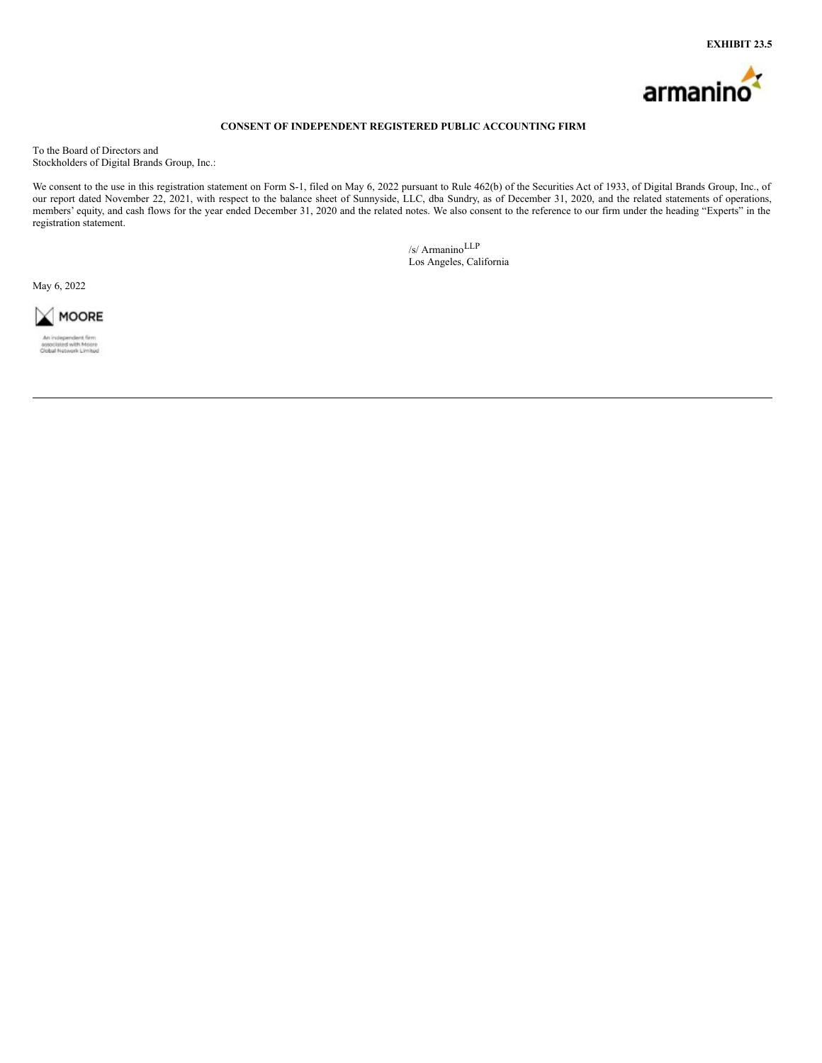**EXHIBIT 23.5**

armanino

**CONSENT OF INDEPENDENT REGISTERED PUBLIC ACCOUNTING FIRM**

To the Board of Directors and
Stockholders of Digital Brands Group, Inc.:

We consent to the use in this registration statement on Form S-1, filed on May 6, 2022 pursuant to Rule 462(b) of the Securities Act of 1933, of Digital Brands Group, Inc., of our report dated November 22, 2021, with respect to the balance sheet of Sunnyside, LLC, dba Sundry, as of December 31, 2020, and the related statements of operations, members' equity, and cash flows for the year ended December 31, 2020 and the related notes. We also consent to the reference to our firm under the heading "Experts" in the registration statement.

/s/ Armanino LLP
Los Angeles, California

May 6, 2022

MOORE

An independent firm
associated with Moore
Global Network Limited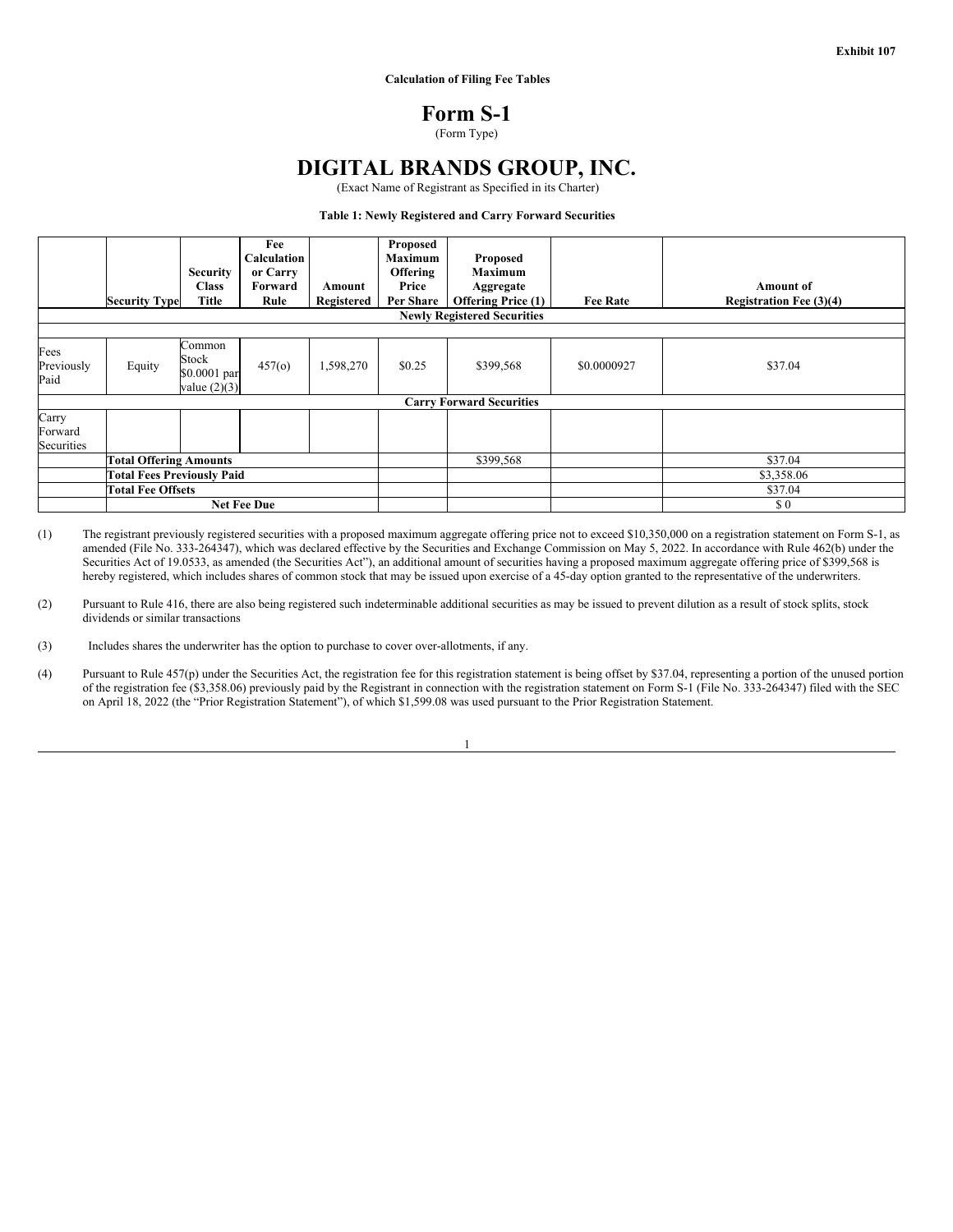Exhibit 107

Calculation of Filing Fee Tables

# Form S-1

(Form Type)

# DIGITAL BRANDS GROUP, INC.

(Exact Name of Registrant as Specified in its Charter)

**Table 1: Newly Registered and Carry Forward Securities**

| | Security Type | Security Class Title | Fee Calculation or Carry Forward Rule | Amount Registered | Proposed Maximum Offering Price Per Share | Proposed Maximum Aggregate Offering Price (1) | Fee Rate | Amount of Registration Fee (3)(4) |
|---|---|---|---|---|---|---|---|---|
| **Newly Registered Securities** | | | | | | | | |
| Fees Previously Paid | Equity | Common Stock $0.0001 par value (2)(3) | 457(o) | 1,598,270 | $0.25 | $399,568 | $0.0000927 | $37.04 |
| **Carry Forward Securities** | | | | | | | | |
| Carry Forward Securities | | | | | | | | |
| | **Total Offering Amounts** | | | | | $399,568 | | $37.04 |
| | **Total Fees Previously Paid** | | | | | | | $3,358.06 |
| | **Total Fee Offsets** | | | | | | | $37.04 |
| | **Net Fee Due** | | | | | | | $ 0 |

(1) The registrant previously registered securities with a proposed maximum aggregate offering price not to exceed $10,350,000 on a registration statement on Form S-1, as amended (File No. 333-264347), which was declared effective by the Securities and Exchange Commission on May 5, 2022. In accordance with Rule 462(b) under the Securities Act of 19.0533, as amended (the Securities Act"), an additional amount of securities having a proposed maximum aggregate offering price of $399,568 is hereby registered, which includes shares of common stock that may be issued upon exercise of a 45-day option granted to the representative of the underwriters.

(2) Pursuant to Rule 416, there are also being registered such indeterminable additional securities as may be issued to prevent dilution as a result of stock splits, stock dividends or similar transactions

(3) Includes shares the underwriter has the option to purchase to cover over-allotments, if any.

(4) Pursuant to Rule 457(p) under the Securities Act, the registration fee for this registration statement is being offset by $37.04, representing a portion of the unused portion of the registration fee ($3,358.06) previously paid by the Registrant in connection with the registration statement on Form S-1 (File No. 333-264347) filed with the SEC on April 18, 2022 (the "Prior Registration Statement"), of which $1,599.08 was used pursuant to the Prior Registration Statement.